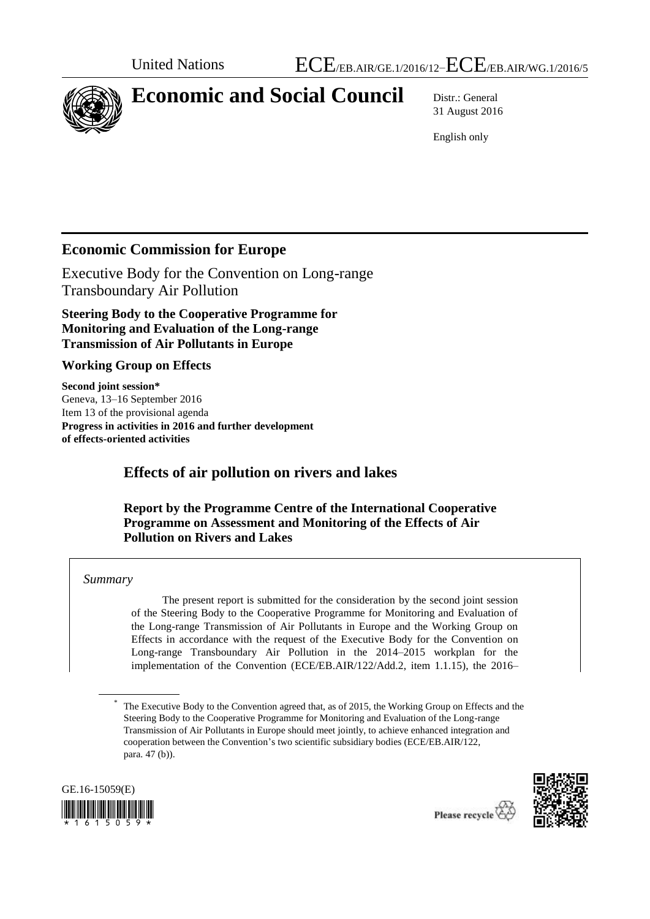United Nations ECE/EB.AIR/GE.1/2016/12–ECE/EB.AIR/WG.1/2016/5

# Economic and Social Council

Distr.: General
31 August 2016

English only

## Economic Commission for Europe

Executive Body for the Convention on Long-range Transboundary Air Pollution

**Steering Body to the Cooperative Programme for Monitoring and Evaluation of the Long-range Transmission of Air Pollutants in Europe**

**Working Group on Effects**

**Second joint session***
Geneva, 13–16 September 2016
Item 13 of the provisional agenda
**Progress in activities in 2016 and further development of effects-oriented activities**

## Effects of air pollution on rivers and lakes

### Report by the Programme Centre of the International Cooperative Programme on Assessment and Monitoring of the Effects of Air Pollution on Rivers and Lakes

*Summary*

The present report is submitted for the consideration by the second joint session of the Steering Body to the Cooperative Programme for Monitoring and Evaluation of the Long-range Transmission of Air Pollutants in Europe and the Working Group on Effects in accordance with the request of the Executive Body for the Convention on Long-range Transboundary Air Pollution in the 2014–2015 workplan for the implementation of the Convention (ECE/EB.AIR/122/Add.2, item 1.1.15), the 2016–

* The Executive Body to the Convention agreed that, as of 2015, the Working Group on Effects and the Steering Body to the Cooperative Programme for Monitoring and Evaluation of the Long-range Transmission of Air Pollutants in Europe should meet jointly, to achieve enhanced integration and cooperation between the Convention's two scientific subsidiary bodies (ECE/EB.AIR/122, para. 47 (b)).

GE.16-15059(E)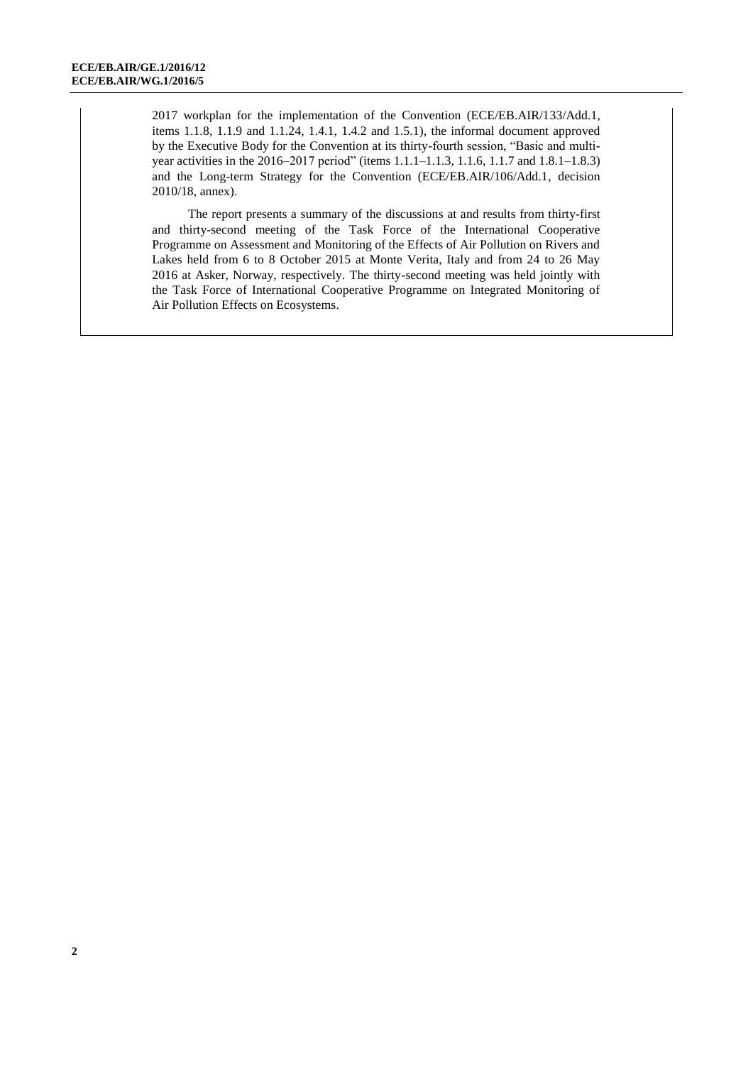2017 workplan for the implementation of the Convention (ECE/EB.AIR/133/Add.1, items 1.1.8, 1.1.9 and 1.1.24, 1.4.1, 1.4.2 and 1.5.1), the informal document approved by the Executive Body for the Convention at its thirty-fourth session, "Basic and multi-year activities in the 2016–2017 period" (items 1.1.1–1.1.3, 1.1.6, 1.1.7 and 1.8.1–1.8.3) and the Long-term Strategy for the Convention (ECE/EB.AIR/106/Add.1, decision 2010/18, annex).

The report presents a summary of the discussions at and results from thirty-first and thirty-second meeting of the Task Force of the International Cooperative Programme on Assessment and Monitoring of the Effects of Air Pollution on Rivers and Lakes held from 6 to 8 October 2015 at Monte Verita, Italy and from 24 to 26 May 2016 at Asker, Norway, respectively. The thirty-second meeting was held jointly with the Task Force of International Cooperative Programme on Integrated Monitoring of Air Pollution Effects on Ecosystems.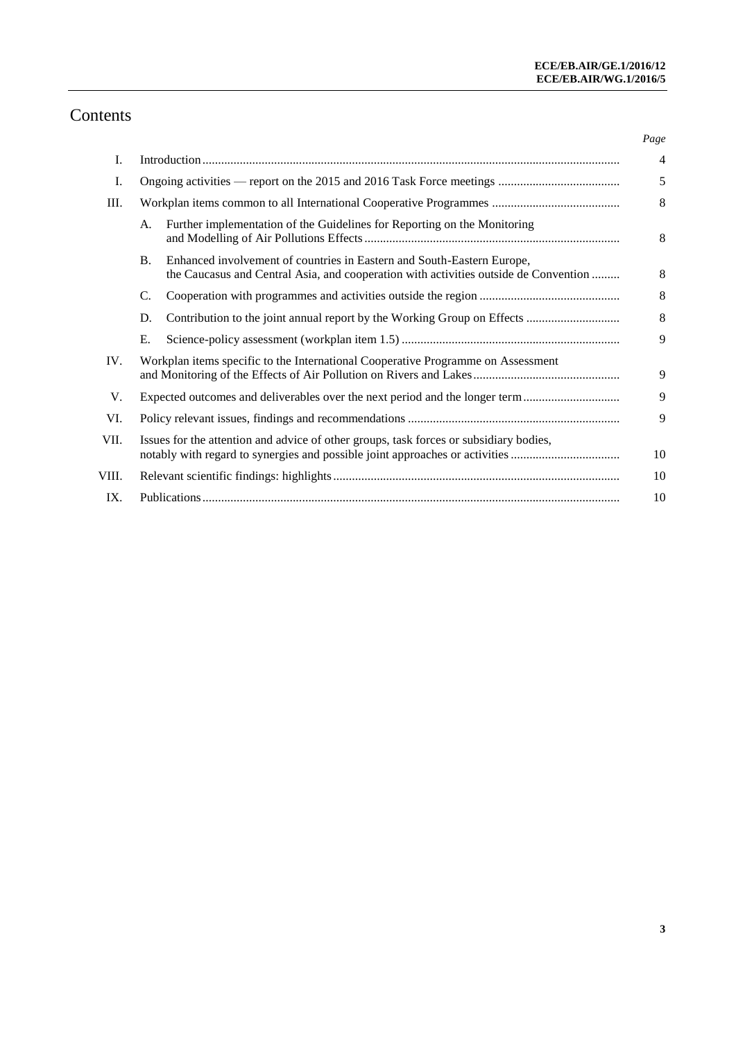# Contents

| | | Page |
|---|---|---|
| I. | Introduction | 4 |
| I. | Ongoing activities — report on the 2015 and 2016 Task Force meetings | 5 |
| III. | Workplan items common to all International Cooperative Programmes | 8 |
| | A. Further implementation of the Guidelines for Reporting on the Monitoring and Modelling of Air Pollutions Effects | 8 |
| | B. Enhanced involvement of countries in Eastern and South-Eastern Europe, the Caucasus and Central Asia, and cooperation with activities outside de Convention | 8 |
| | C. Cooperation with programmes and activities outside the region | 8 |
| | D. Contribution to the joint annual report by the Working Group on Effects | 8 |
| | E. Science-policy assessment (workplan item 1.5) | 9 |
| IV. | Workplan items specific to the International Cooperative Programme on Assessment and Monitoring of the Effects of Air Pollution on Rivers and Lakes | 9 |
| V. | Expected outcomes and deliverables over the next period and the longer term | 9 |
| VI. | Policy relevant issues, findings and recommendations | 9 |
| VII. | Issues for the attention and advice of other groups, task forces or subsidiary bodies, notably with regard to synergies and possible joint approaches or activities | 10 |
| VIII. | Relevant scientific findings: highlights | 10 |
| IX. | Publications | 10 |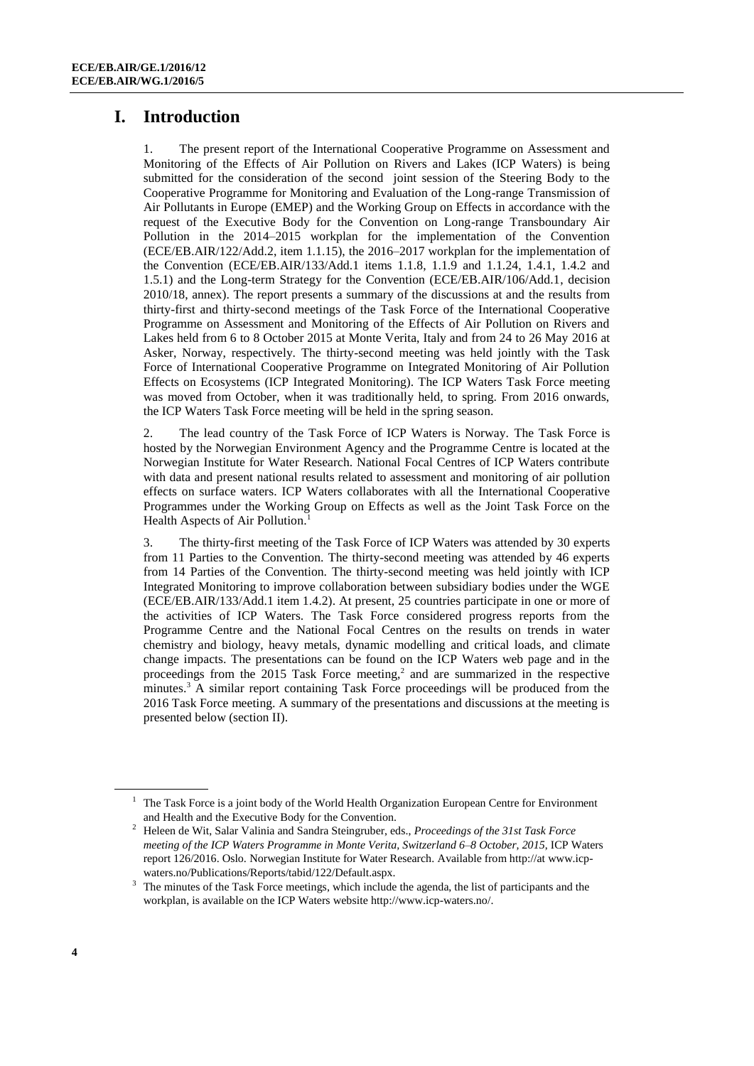# I. Introduction

1. The present report of the International Cooperative Programme on Assessment and Monitoring of the Effects of Air Pollution on Rivers and Lakes (ICP Waters) is being submitted for the consideration of the second joint session of the Steering Body to the Cooperative Programme for Monitoring and Evaluation of the Long-range Transmission of Air Pollutants in Europe (EMEP) and the Working Group on Effects in accordance with the request of the Executive Body for the Convention on Long-range Transboundary Air Pollution in the 2014–2015 workplan for the implementation of the Convention (ECE/EB.AIR/122/Add.2, item 1.1.15), the 2016–2017 workplan for the implementation of the Convention (ECE/EB.AIR/133/Add.1 items 1.1.8, 1.1.9 and 1.1.24, 1.4.1, 1.4.2 and 1.5.1) and the Long-term Strategy for the Convention (ECE/EB.AIR/106/Add.1, decision 2010/18, annex). The report presents a summary of the discussions at and the results from thirty-first and thirty-second meetings of the Task Force of the International Cooperative Programme on Assessment and Monitoring of the Effects of Air Pollution on Rivers and Lakes held from 6 to 8 October 2015 at Monte Verita, Italy and from 24 to 26 May 2016 at Asker, Norway, respectively. The thirty-second meeting was held jointly with the Task Force of International Cooperative Programme on Integrated Monitoring of Air Pollution Effects on Ecosystems (ICP Integrated Monitoring). The ICP Waters Task Force meeting was moved from October, when it was traditionally held, to spring. From 2016 onwards, the ICP Waters Task Force meeting will be held in the spring season.

2. The lead country of the Task Force of ICP Waters is Norway. The Task Force is hosted by the Norwegian Environment Agency and the Programme Centre is located at the Norwegian Institute for Water Research. National Focal Centres of ICP Waters contribute with data and present national results related to assessment and monitoring of air pollution effects on surface waters. ICP Waters collaborates with all the International Cooperative Programmes under the Working Group on Effects as well as the Joint Task Force on the Health Aspects of Air Pollution.[1]

3. The thirty-first meeting of the Task Force of ICP Waters was attended by 30 experts from 11 Parties to the Convention. The thirty-second meeting was attended by 46 experts from 14 Parties of the Convention. The thirty-second meeting was held jointly with ICP Integrated Monitoring to improve collaboration between subsidiary bodies under the WGE (ECE/EB.AIR/133/Add.1 item 1.4.2). At present, 25 countries participate in one or more of the activities of ICP Waters. The Task Force considered progress reports from the Programme Centre and the National Focal Centres on the results on trends in water chemistry and biology, heavy metals, dynamic modelling and critical loads, and climate change impacts. The presentations can be found on the ICP Waters web page and in the proceedings from the 2015 Task Force meeting,[2] and are summarized in the respective minutes.[3] A similar report containing Task Force proceedings will be produced from the 2016 Task Force meeting. A summary of the presentations and discussions at the meeting is presented below (section II).

---

[1] The Task Force is a joint body of the World Health Organization European Centre for Environment and Health and the Executive Body for the Convention.

[2] Heleen de Wit, Salar Valinia and Sandra Steingruber, eds., *Proceedings of the 31st Task Force meeting of the ICP Waters Programme in Monte Verita, Switzerland 6–8 October, 2015*, ICP Waters report 126/2016. Oslo. Norwegian Institute for Water Research. Available from http://at www.icp-waters.no/Publications/Reports/tabid/122/Default.aspx.

[3] The minutes of the Task Force meetings, which include the agenda, the list of participants and the workplan, is available on the ICP Waters website http://www.icp-waters.no/.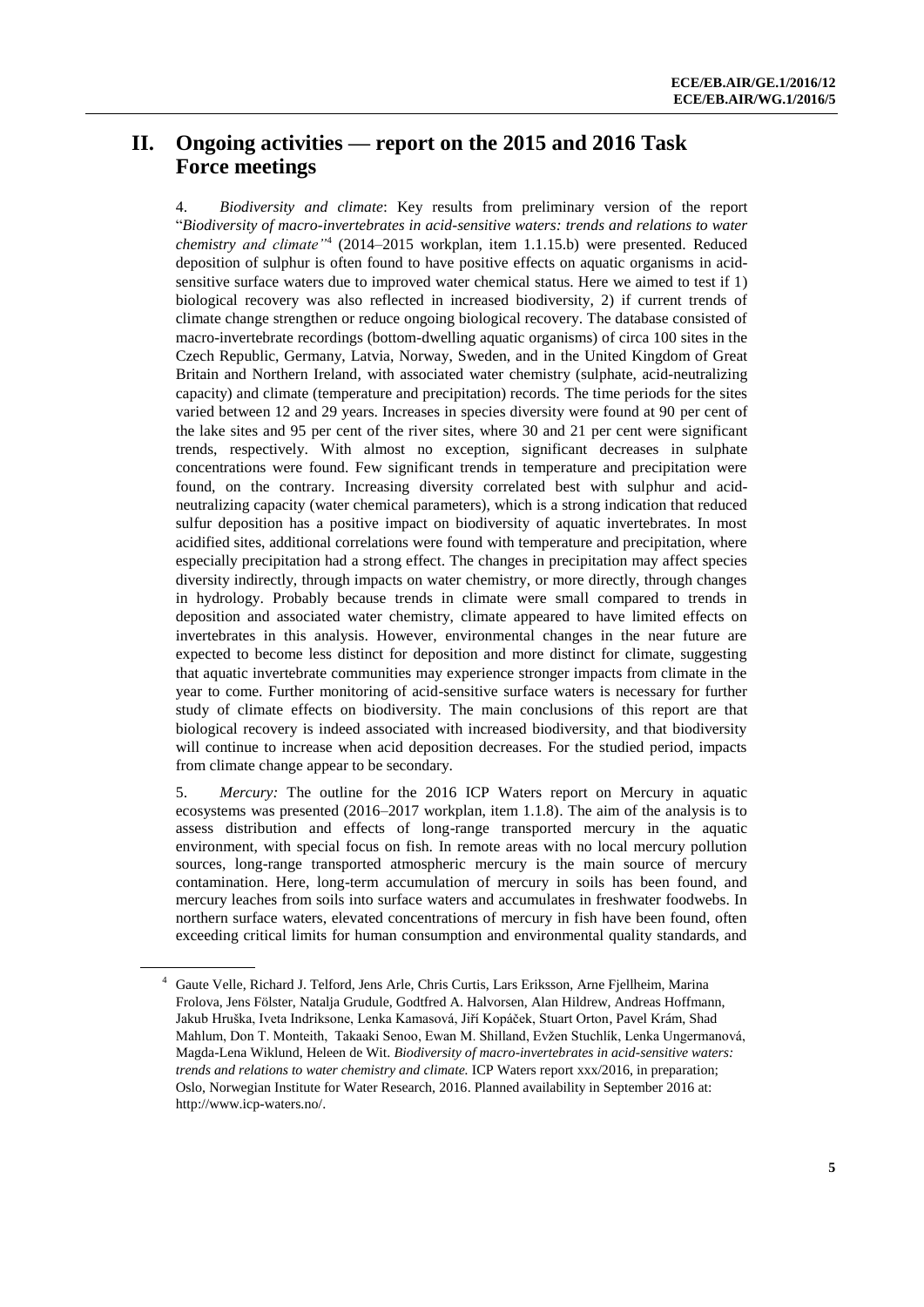## II. Ongoing activities — report on the 2015 and 2016 Task Force meetings

4. *Biodiversity and climate*: Key results from preliminary version of the report "*Biodiversity of macro-invertebrates in acid-sensitive waters: trends and relations to water chemistry and climate"*[4] (2014–2015 workplan, item 1.1.15.b) were presented. Reduced deposition of sulphur is often found to have positive effects on aquatic organisms in acid-sensitive surface waters due to improved water chemical status. Here we aimed to test if 1) biological recovery was also reflected in increased biodiversity, 2) if current trends of climate change strengthen or reduce ongoing biological recovery. The database consisted of macro-invertebrate recordings (bottom-dwelling aquatic organisms) of circa 100 sites in the Czech Republic, Germany, Latvia, Norway, Sweden, and in the United Kingdom of Great Britain and Northern Ireland, with associated water chemistry (sulphate, acid-neutralizing capacity) and climate (temperature and precipitation) records. The time periods for the sites varied between 12 and 29 years. Increases in species diversity were found at 90 per cent of the lake sites and 95 per cent of the river sites, where 30 and 21 per cent were significant trends, respectively. With almost no exception, significant decreases in sulphate concentrations were found. Few significant trends in temperature and precipitation were found, on the contrary. Increasing diversity correlated best with sulphur and acid-neutralizing capacity (water chemical parameters), which is a strong indication that reduced sulfur deposition has a positive impact on biodiversity of aquatic invertebrates. In most acidified sites, additional correlations were found with temperature and precipitation, where especially precipitation had a strong effect. The changes in precipitation may affect species diversity indirectly, through impacts on water chemistry, or more directly, through changes in hydrology. Probably because trends in climate were small compared to trends in deposition and associated water chemistry, climate appeared to have limited effects on invertebrates in this analysis. However, environmental changes in the near future are expected to become less distinct for deposition and more distinct for climate, suggesting that aquatic invertebrate communities may experience stronger impacts from climate in the year to come. Further monitoring of acid-sensitive surface waters is necessary for further study of climate effects on biodiversity. The main conclusions of this report are that biological recovery is indeed associated with increased biodiversity, and that biodiversity will continue to increase when acid deposition decreases. For the studied period, impacts from climate change appear to be secondary.

5. *Mercury:* The outline for the 2016 ICP Waters report on Mercury in aquatic ecosystems was presented (2016–2017 workplan, item 1.1.8). The aim of the analysis is to assess distribution and effects of long-range transported mercury in the aquatic environment, with special focus on fish. In remote areas with no local mercury pollution sources, long-range transported atmospheric mercury is the main source of mercury contamination. Here, long-term accumulation of mercury in soils has been found, and mercury leaches from soils into surface waters and accumulates in freshwater foodwebs. In northern surface waters, elevated concentrations of mercury in fish have been found, often exceeding critical limits for human consumption and environmental quality standards, and

---

[4] Gaute Velle, Richard J. Telford, Jens Arle, Chris Curtis, Lars Eriksson, Arne Fjellheim, Marina Frolova, Jens Fölster, Natalja Grudule, Godtfred A. Halvorsen, Alan Hildrew, Andreas Hoffmann, Jakub Hruška, Iveta Indriksone, Lenka Kamasová, Jiří Kopáček, Stuart Orton, Pavel Krám, Shad Mahlum, Don T. Monteith, Takaaki Senoo, Ewan M. Shilland, Evžen Stuchlík, Lenka Ungermanová, Magda-Lena Wiklund, Heleen de Wit. *Biodiversity of macro-invertebrates in acid-sensitive waters: trends and relations to water chemistry and climate.* ICP Waters report xxx/2016, in preparation; Oslo, Norwegian Institute for Water Research, 2016. Planned availability in September 2016 at: http://www.icp-waters.no/.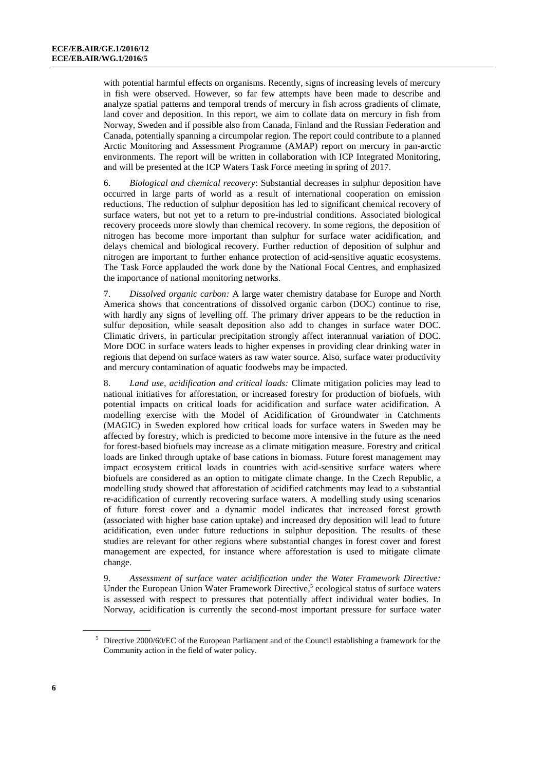with potential harmful effects on organisms. Recently, signs of increasing levels of mercury in fish were observed. However, so far few attempts have been made to describe and analyze spatial patterns and temporal trends of mercury in fish across gradients of climate, land cover and deposition. In this report, we aim to collate data on mercury in fish from Norway, Sweden and if possible also from Canada, Finland and the Russian Federation and Canada, potentially spanning a circumpolar region. The report could contribute to a planned Arctic Monitoring and Assessment Programme (AMAP) report on mercury in pan-arctic environments. The report will be written in collaboration with ICP Integrated Monitoring, and will be presented at the ICP Waters Task Force meeting in spring of 2017.

6. *Biological and chemical recovery*: Substantial decreases in sulphur deposition have occurred in large parts of world as a result of international cooperation on emission reductions. The reduction of sulphur deposition has led to significant chemical recovery of surface waters, but not yet to a return to pre-industrial conditions. Associated biological recovery proceeds more slowly than chemical recovery. In some regions, the deposition of nitrogen has become more important than sulphur for surface water acidification, and delays chemical and biological recovery. Further reduction of deposition of sulphur and nitrogen are important to further enhance protection of acid-sensitive aquatic ecosystems. The Task Force applauded the work done by the National Focal Centres, and emphasized the importance of national monitoring networks.

7. *Dissolved organic carbon:* A large water chemistry database for Europe and North America shows that concentrations of dissolved organic carbon (DOC) continue to rise, with hardly any signs of levelling off. The primary driver appears to be the reduction in sulfur deposition, while seasalt deposition also add to changes in surface water DOC. Climatic drivers, in particular precipitation strongly affect interannual variation of DOC. More DOC in surface waters leads to higher expenses in providing clear drinking water in regions that depend on surface waters as raw water source. Also, surface water productivity and mercury contamination of aquatic foodwebs may be impacted.

8. *Land use, acidification and critical loads:* Climate mitigation policies may lead to national initiatives for afforestation, or increased forestry for production of biofuels, with potential impacts on critical loads for acidification and surface water acidification. A modelling exercise with the Model of Acidification of Groundwater in Catchments (MAGIC) in Sweden explored how critical loads for surface waters in Sweden may be affected by forestry, which is predicted to become more intensive in the future as the need for forest-based biofuels may increase as a climate mitigation measure. Forestry and critical loads are linked through uptake of base cations in biomass. Future forest management may impact ecosystem critical loads in countries with acid-sensitive surface waters where biofuels are considered as an option to mitigate climate change. In the Czech Republic, a modelling study showed that afforestation of acidified catchments may lead to a substantial re-acidification of currently recovering surface waters. A modelling study using scenarios of future forest cover and a dynamic model indicates that increased forest growth (associated with higher base cation uptake) and increased dry deposition will lead to future acidification, even under future reductions in sulphour deposition. The results of these studies are relevant for other regions where substantial changes in forest cover and forest management are expected, for instance where afforestation is used to mitigate climate change.

9. *Assessment of surface water acidification under the Water Framework Directive:* Under the European Union Water Framework Directive,[5] ecological status of surface waters is assessed with respect to pressures that potentially affect individual water bodies. In Norway, acidification is currently the second-most important pressure for surface water

[5] Directive 2000/60/EC of the European Parliament and of the Council establishing a framework for the Community action in the field of water policy.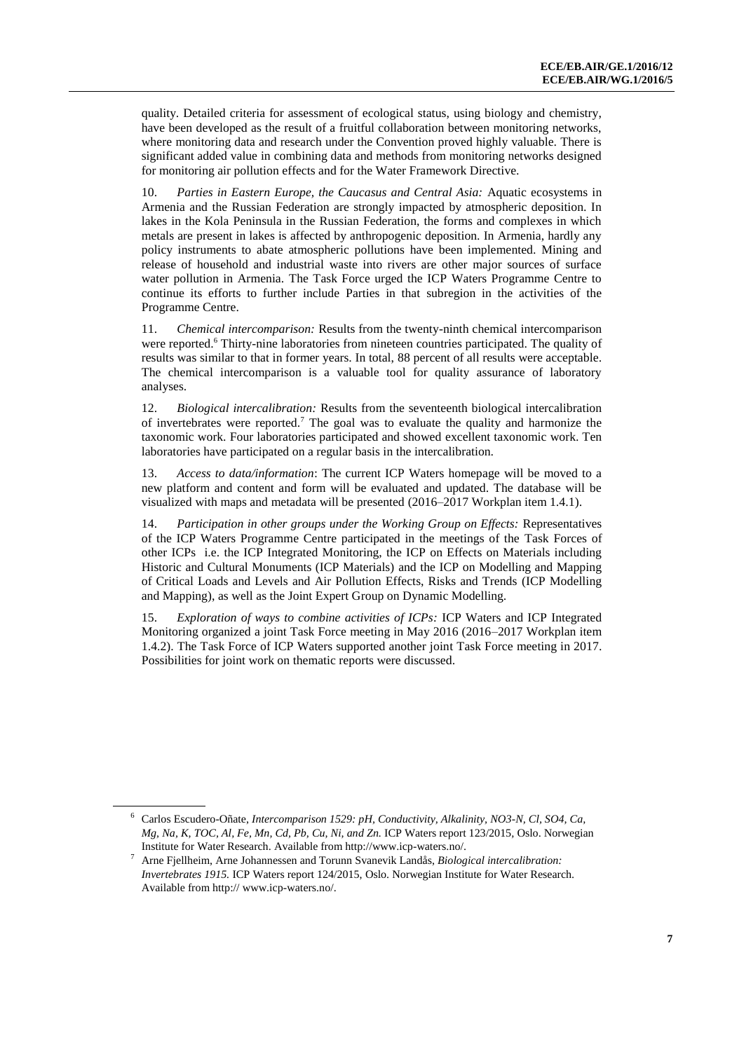quality. Detailed criteria for assessment of ecological status, using biology and chemistry, have been developed as the result of a fruitful collaboration between monitoring networks, where monitoring data and research under the Convention proved highly valuable. There is significant added value in combining data and methods from monitoring networks designed for monitoring air pollution effects and for the Water Framework Directive.

10. *Parties in Eastern Europe, the Caucasus and Central Asia:* Aquatic ecosystems in Armenia and the Russian Federation are strongly impacted by atmospheric deposition. In lakes in the Kola Peninsula in the Russian Federation, the forms and complexes in which metals are present in lakes is affected by anthropogenic deposition. In Armenia, hardly any policy instruments to abate atmospheric pollutions have been implemented. Mining and release of household and industrial waste into rivers are other major sources of surface water pollution in Armenia. The Task Force urged the ICP Waters Programme Centre to continue its efforts to further include Parties in that subregion in the activities of the Programme Centre.

11. *Chemical intercomparison:* Results from the twenty-ninth chemical intercomparison were reported.[6] Thirty-nine laboratories from nineteen countries participated. The quality of results was similar to that in former years. In total, 88 percent of all results were acceptable. The chemical intercomparison is a valuable tool for quality assurance of laboratory analyses.

12. *Biological intercalibration:* Results from the seventeenth biological intercalibration of invertebrates were reported.[7] The goal was to evaluate the quality and harmonize the taxonomic work. Four laboratories participated and showed excellent taxonomic work. Ten laboratories have participated on a regular basis in the intercalibration.

13. *Access to data/information*: The current ICP Waters homepage will be moved to a new platform and content and form will be evaluated and updated. The database will be visualized with maps and metadata will be presented (2016–2017 Workplan item 1.4.1).

14. *Participation in other groups under the Working Group on Effects:* Representatives of the ICP Waters Programme Centre participated in the meetings of the Task Forces of other ICPs i.e. the ICP Integrated Monitoring, the ICP on Effects on Materials including Historic and Cultural Monuments (ICP Materials) and the ICP on Modelling and Mapping of Critical Loads and Levels and Air Pollution Effects, Risks and Trends (ICP Modelling and Mapping), as well as the Joint Expert Group on Dynamic Modelling.

15. *Exploration of ways to combine activities of ICPs:* ICP Waters and ICP Integrated Monitoring organized a joint Task Force meeting in May 2016 (2016–2017 Workplan item 1.4.2). The Task Force of ICP Waters supported another joint Task Force meeting in 2017. Possibilities for joint work on thematic reports were discussed.

---

[6] Carlos Escudero-Oñate, *Intercomparison 1529: pH, Conductivity, Alkalinity, NO3-N, Cl, SO4, Ca, Mg, Na, K, TOC, Al, Fe, Mn, Cd, Pb, Cu, Ni, and Zn.* ICP Waters report 123/2015, Oslo. Norwegian Institute for Water Research. Available from http://www.icp-waters.no/.

[7] Arne Fjellheim, Arne Johannessen and Torunn Svanevik Landås, *Biological intercalibration: Invertebrates 1915.* ICP Waters report 124/2015, Oslo. Norwegian Institute for Water Research. Available from http:// www.icp-waters.no/.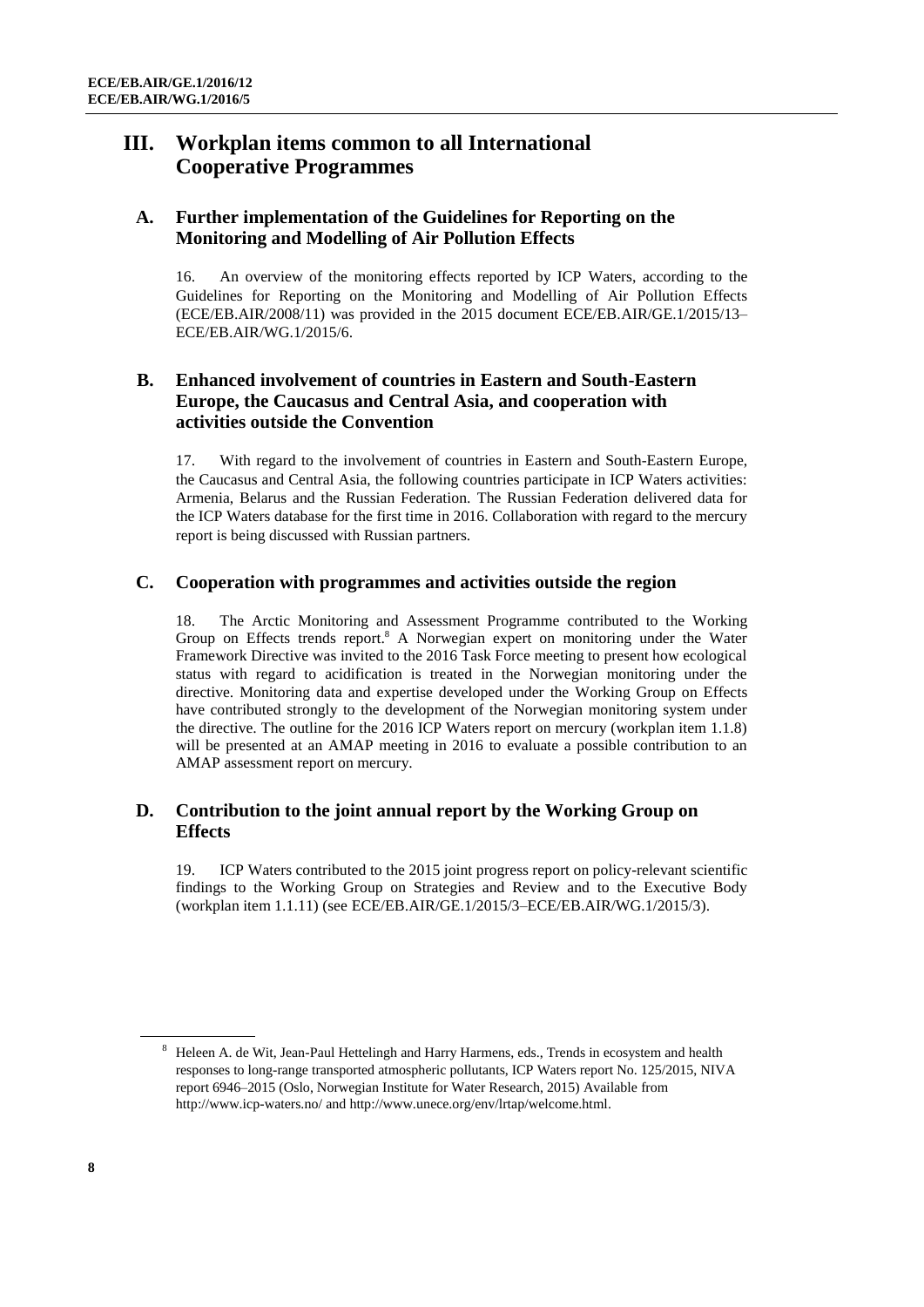## III. Workplan items common to all International Cooperative Programmes

### A. Further implementation of the Guidelines for Reporting on the Monitoring and Modelling of Air Pollution Effects

16. An overview of the monitoring effects reported by ICP Waters, according to the Guidelines for Reporting on the Monitoring and Modelling of Air Pollution Effects (ECE/EB.AIR/2008/11) was provided in the 2015 document ECE/EB.AIR/GE.1/2015/13–ECE/EB.AIR/WG.1/2015/6.

### B. Enhanced involvement of countries in Eastern and South-Eastern Europe, the Caucasus and Central Asia, and cooperation with activities outside the Convention

17. With regard to the involvement of countries in Eastern and South-Eastern Europe, the Caucasus and Central Asia, the following countries participate in ICP Waters activities: Armenia, Belarus and the Russian Federation. The Russian Federation delivered data for the ICP Waters database for the first time in 2016. Collaboration with regard to the mercury report is being discussed with Russian partners.

### C. Cooperation with programmes and activities outside the region

18. The Arctic Monitoring and Assessment Programme contributed to the Working Group on Effects trends report.[8] A Norwegian expert on monitoring under the Water Framework Directive was invited to the 2016 Task Force meeting to present how ecological status with regard to acidification is treated in the Norwegian monitoring under the directive. Monitoring data and expertise developed under the Working Group on Effects have contributed strongly to the development of the Norwegian monitoring system under the directive. The outline for the 2016 ICP Waters report on mercury (workplan item 1.1.8) will be presented at an AMAP meeting in 2016 to evaluate a possible contribution to an AMAP assessment report on mercury.

### D. Contribution to the joint annual report by the Working Group on Effects

19. ICP Waters contributed to the 2015 joint progress report on policy-relevant scientific findings to the Working Group on Strategies and Review and to the Executive Body (workplan item 1.1.11) (see ECE/EB.AIR/GE.1/2015/3–ECE/EB.AIR/WG.1/2015/3).

---

[8] Heleen A. de Wit, Jean-Paul Hettelingh and Harry Harmens, eds., Trends in ecosystem and health responses to long-range transported atmospheric pollutants, ICP Waters report No. 125/2015, NIVA report 6946–2015 (Oslo, Norwegian Institute for Water Research, 2015) Available from http://www.icp-waters.no/ and http://www.unece.org/env/lrtap/welcome.html.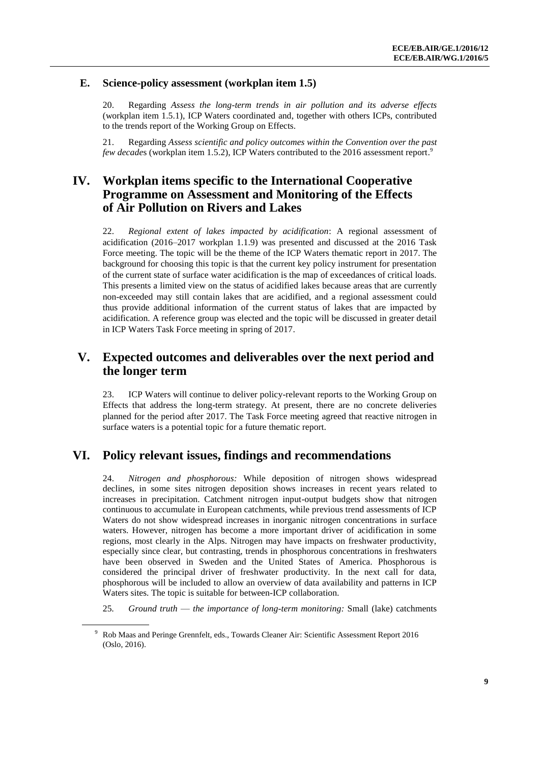### E. Science-policy assessment (workplan item 1.5)

20. Regarding *Assess the long-term trends in air pollution and its adverse effects* (workplan item 1.5.1), ICP Waters coordinated and, together with others ICPs, contributed to the trends report of the Working Group on Effects.

21. Regarding *Assess scientific and policy outcomes within the Convention over the past few decade*s (workplan item 1.5.2), ICP Waters contributed to the 2016 assessment report.[9]

## IV. Workplan items specific to the International Cooperative Programme on Assessment and Monitoring of the Effects of Air Pollution on Rivers and Lakes

22. *Regional extent of lakes impacted by acidification*: A regional assessment of acidification (2016–2017 workplan 1.1.9) was presented and discussed at the 2016 Task Force meeting. The topic will be the theme of the ICP Waters thematic report in 2017. The background for choosing this topic is that the current key policy instrument for presentation of the current state of surface water acidification is the map of exceedances of critical loads. This presents a limited view on the status of acidified lakes because areas that are currently non-exceeded may still contain lakes that are acidified, and a regional assessment could thus provide additional information of the current status of lakes that are impacted by acidification. A reference group was elected and the topic will be discussed in greater detail in ICP Waters Task Force meeting in spring of 2017.

## V. Expected outcomes and deliverables over the next period and the longer term

23. ICP Waters will continue to deliver policy-relevant reports to the Working Group on Effects that address the long-term strategy. At present, there are no concrete deliveries planned for the period after 2017. The Task Force meeting agreed that reactive nitrogen in surface waters is a potential topic for a future thematic report.

## VI. Policy relevant issues, findings and recommendations

24. *Nitrogen and phosphorous:* While deposition of nitrogen shows widespread declines, in some sites nitrogen deposition shows increases in recent years related to increases in precipitation. Catchment nitrogen input-output budgets show that nitrogen continuous to accumulate in European catchments, while previous trend assessments of ICP Waters do not show widespread increases in inorganic nitrogen concentrations in surface waters. However, nitrogen has become a more important driver of acidification in some regions, most clearly in the Alps. Nitrogen may have impacts on freshwater productivity, especially since clear, but contrasting, trends in phosphorous concentrations in freshwaters have been observed in Sweden and the United States of America. Phosphorous is considered the principal driver of freshwater productivity. In the next call for data, phosphorous will be included to allow an overview of data availability and patterns in ICP Waters sites. The topic is suitable for between-ICP collaboration.

25. *Ground truth — the importance of long-term monitoring:* Small (lake) catchments

---

[9] Rob Maas and Peringe Grennfelt, eds., Towards Cleaner Air: Scientific Assessment Report 2016 (Oslo, 2016).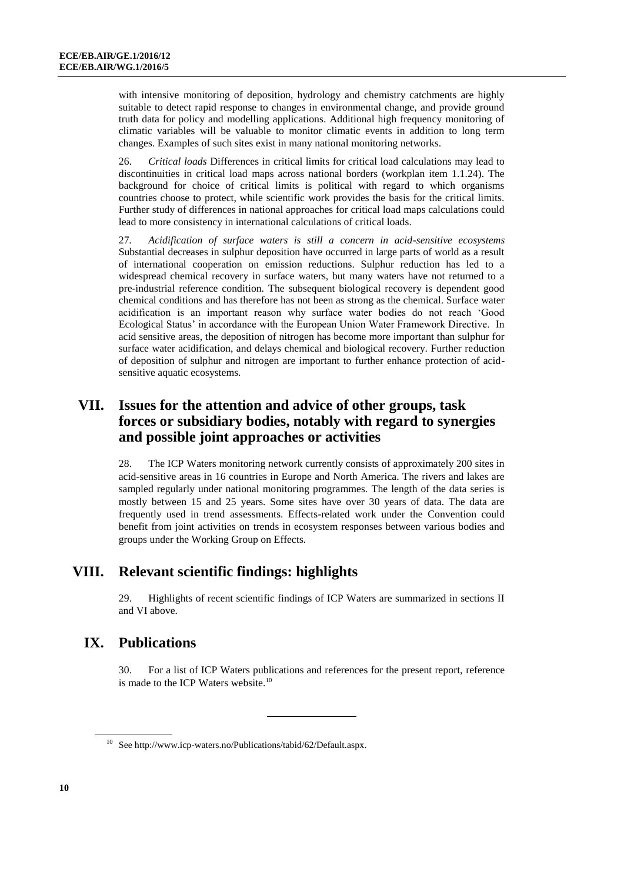with intensive monitoring of deposition, hydrology and chemistry catchments are highly suitable to detect rapid response to changes in environmental change, and provide ground truth data for policy and modelling applications. Additional high frequency monitoring of climatic variables will be valuable to monitor climatic events in addition to long term changes. Examples of such sites exist in many national monitoring networks.

26. *Critical loads* Differences in critical limits for critical load calculations may lead to discontinuities in critical load maps across national borders (workplan item 1.1.24). The background for choice of critical limits is political with regard to which organisms countries choose to protect, while scientific work provides the basis for the critical limits. Further study of differences in national approaches for critical load maps calculations could lead to more consistency in international calculations of critical loads.

27. *Acidification of surface waters is still a concern in acid-sensitive ecosystems* Substantial decreases in sulphur deposition have occurred in large parts of world as a result of international cooperation on emission reductions. Sulphur reduction has led to a widespread chemical recovery in surface waters, but many waters have not returned to a pre-industrial reference condition. The subsequent biological recovery is dependent good chemical conditions and has therefore has not been as strong as the chemical. Surface water acidification is an important reason why surface water bodies do not reach 'Good Ecological Status' in accordance with the European Union Water Framework Directive. In acid sensitive areas, the deposition of nitrogen has become more important than sulphur for surface water acidification, and delays chemical and biological recovery. Further reduction of deposition of sulphur and nitrogen are important to further enhance protection of acid-sensitive aquatic ecosystems.

# VII. Issues for the attention and advice of other groups, task forces or subsidiary bodies, notably with regard to synergies and possible joint approaches or activities

28. The ICP Waters monitoring network currently consists of approximately 200 sites in acid-sensitive areas in 16 countries in Europe and North America. The rivers and lakes are sampled regularly under national monitoring programmes. The length of the data series is mostly between 15 and 25 years. Some sites have over 30 years of data. The data are frequently used in trend assessments. Effects-related work under the Convention could benefit from joint activities on trends in ecosystem responses between various bodies and groups under the Working Group on Effects.

# VIII. Relevant scientific findings: highlights

29. Highlights of recent scientific findings of ICP Waters are summarized in sections II and VI above.

# IX. Publications

30. For a list of ICP Waters publications and references for the present report, reference is made to the ICP Waters website.[10]

[10] See http://www.icp-waters.no/Publications/tabid/62/Default.aspx.